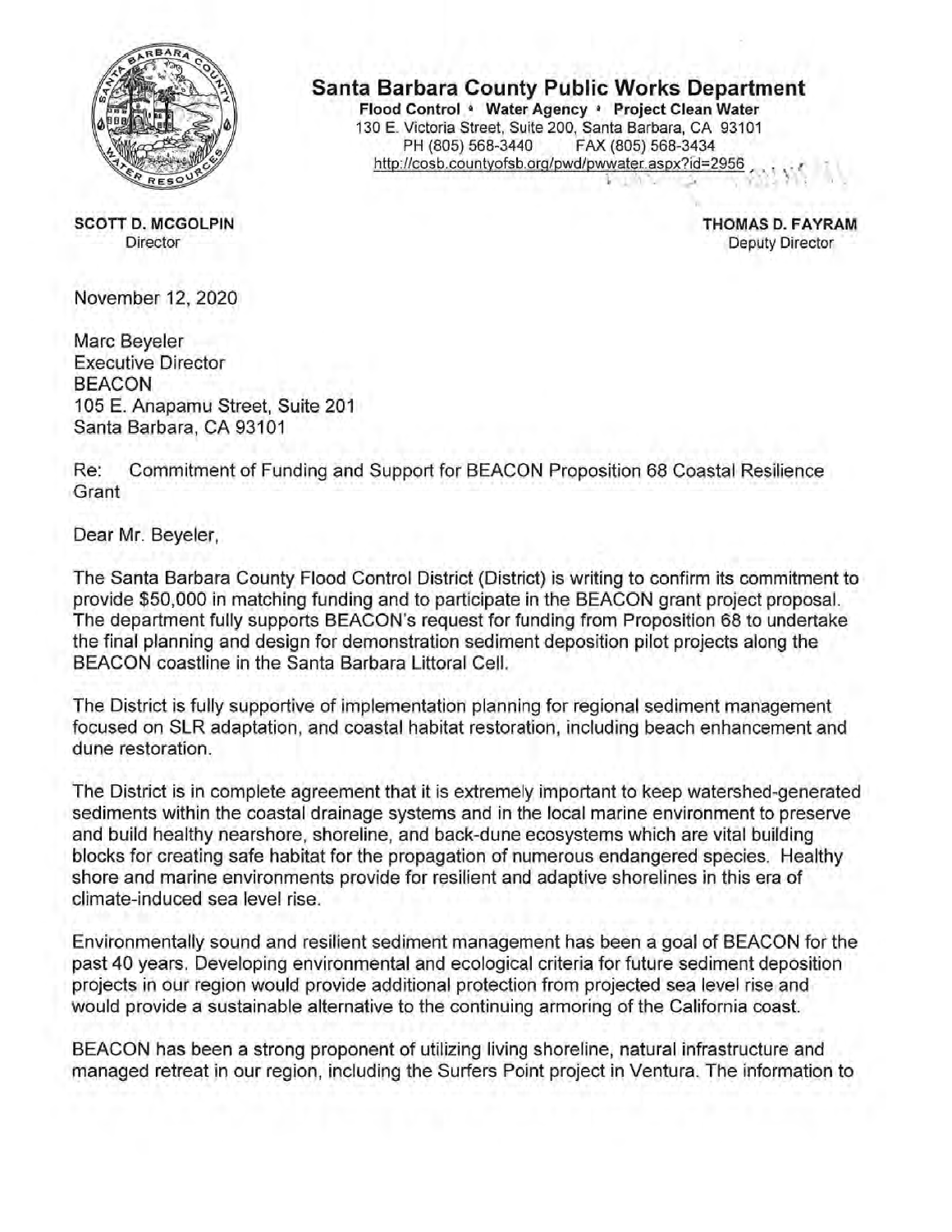**Santa Barbara County Public Works Department**

**Flood Control • Water Agency • Project Clean Water**
130 E. Victoria Street, Suite 200, Santa Barbara, CA 93101
PH (805) 568-3440 FAX (805) 568-3434
http://cosb.countyofsb.org/pwd/pwwater.aspx?id=2956

**SCOTT D. MCGOLPIN**
Director

**THOMAS D. FAYRAM**
Deputy Director

November 12, 2020

Marc Beyeler
Executive Director
BEACON
105 E. Anapamu Street, Suite 201
Santa Barbara, CA 93101

Re: Commitment of Funding and Support for BEACON Proposition 68 Coastal Resilience Grant

Dear Mr. Beyeler,

The Santa Barbara County Flood Control District (District) is writing to confirm its commitment to provide $50,000 in matching funding and to participate in the BEACON grant project proposal. The department fully supports BEACON's request for funding from Proposition 68 to undertake the final planning and design for demonstration sediment deposition pilot projects along the BEACON coastline in the Santa Barbara Littoral Cell.

The District is fully supportive of implementation planning for regional sediment management focused on SLR adaptation, and coastal habitat restoration, including beach enhancement and dune restoration.

The District is in complete agreement that it is extremely important to keep watershed-generated sediments within the coastal drainage systems and in the local marine environment to preserve and build healthy nearshore, shoreline, and back-dune ecosystems which are vital building blocks for creating safe habitat for the propagation of numerous endangered species. Healthy shore and marine environments provide for resilient and adaptive shorelines in this era of climate-induced sea level rise.

Environmentally sound and resilient sediment management has been a goal of BEACON for the past 40 years. Developing environmental and ecological criteria for future sediment deposition projects in our region would provide additional protection from projected sea level rise and would provide a sustainable alternative to the continuing armoring of the California coast.

BEACON has been a strong proponent of utilizing living shoreline, natural infrastructure and managed retreat in our region, including the Surfers Point project in Ventura. The information to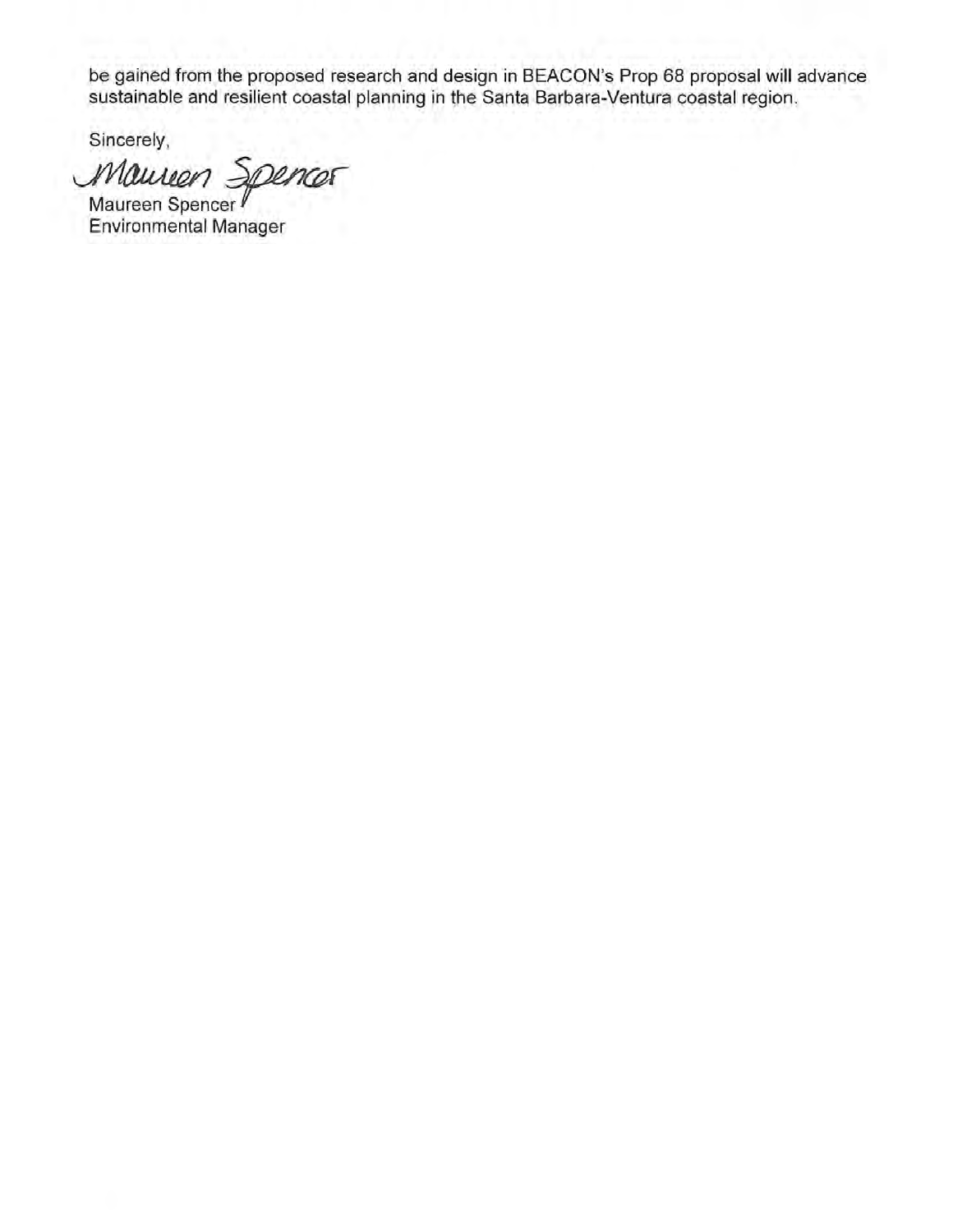be gained from the proposed research and design in BEACON's Prop 68 proposal will advance sustainable and resilient coastal planning in the Santa Barbara-Ventura coastal region.

Sincerely,

Maureen Spencer

Maureen Spencer
Environmental Manager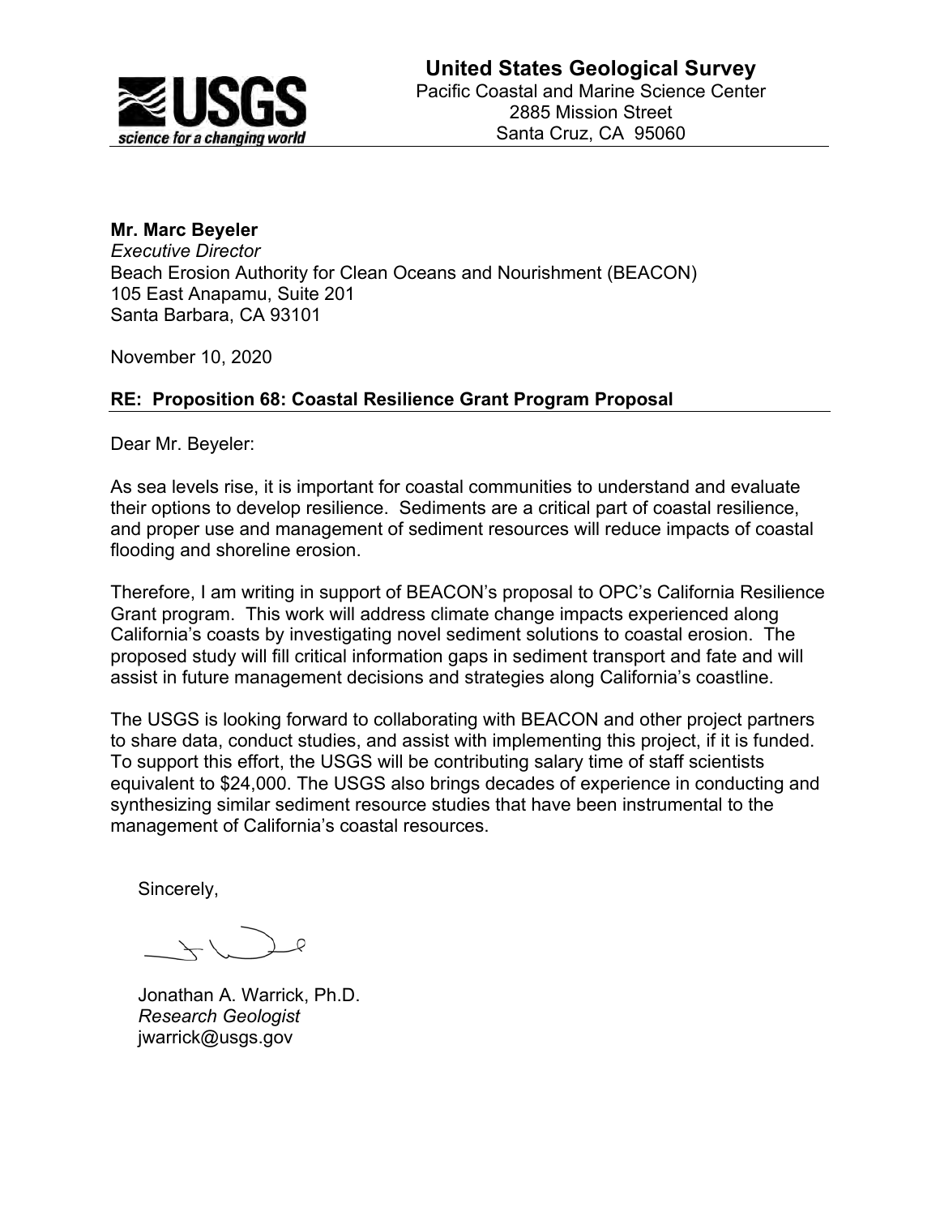**United States Geological Survey**
Pacific Coastal and Marine Science Center
2885 Mission Street
Santa Cruz, CA 95060

**Mr. Marc Beyeler**
*Executive Director*
Beach Erosion Authority for Clean Oceans and Nourishment (BEACON)
105 East Anapamu, Suite 201
Santa Barbara, CA 93101

November 10, 2020

**RE: Proposition 68: Coastal Resilience Grant Program Proposal**

Dear Mr. Beyeler:

As sea levels rise, it is important for coastal communities to understand and evaluate their options to develop resilience. Sediments are a critical part of coastal resilience, and proper use and management of sediment resources will reduce impacts of coastal flooding and shoreline erosion.

Therefore, I am writing in support of BEACON's proposal to OPC's California Resilience Grant program. This work will address climate change impacts experienced along California's coasts by investigating novel sediment solutions to coastal erosion. The proposed study will fill critical information gaps in sediment transport and fate and will assist in future management decisions and strategies along California's coastline.

The USGS is looking forward to collaborating with BEACON and other project partners to share data, conduct studies, and assist with implementing this project, if it is funded. To support this effort, the USGS will be contributing salary time of staff scientists equivalent to $24,000. The USGS also brings decades of experience in conducting and synthesizing similar sediment resource studies that have been instrumental to the management of California's coastal resources.

Sincerely,

Jonathan A. Warrick, Ph.D.
*Research Geologist*
jwarrick@usgs.gov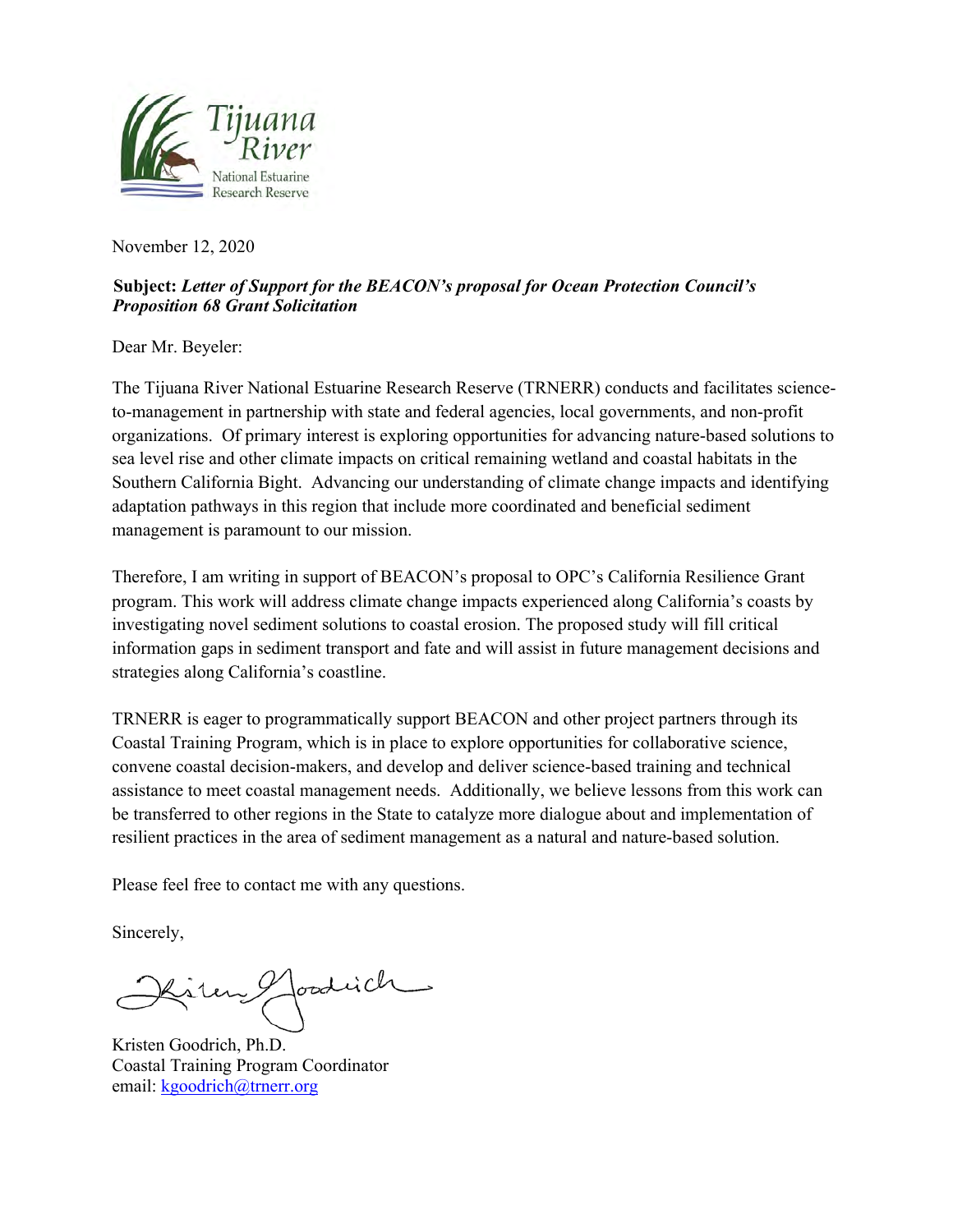Tijuana River

National Estuarine Research Reserve

November 12, 2020

**Subject:** ***Letter of Support for the BEACON's proposal for Ocean Protection Council's Proposition 68 Grant Solicitation***

Dear Mr. Beyeler:

The Tijuana River National Estuarine Research Reserve (TRNERR) conducts and facilitates science-to-management in partnership with state and federal agencies, local governments, and non-profit organizations. Of primary interest is exploring opportunities for advancing nature-based solutions to sea level rise and other climate impacts on critical remaining wetland and coastal habitats in the Southern California Bight. Advancing our understanding of climate change impacts and identifying adaptation pathways in this region that include more coordinated and beneficial sediment management is paramount to our mission.

Therefore, I am writing in support of BEACON's proposal to OPC's California Resilience Grant program. This work will address climate change impacts experienced along California's coasts by investigating novel sediment solutions to coastal erosion. The proposed study will fill critical information gaps in sediment transport and fate and will assist in future management decisions and strategies along California's coastline.

TRNERR is eager to programmatically support BEACON and other project partners through its Coastal Training Program, which is in place to explore opportunities for collaborative science, convene coastal decision-makers, and develop and deliver science-based training and technical assistance to meet coastal management needs. Additionally, we believe lessons from this work can be transferred to other regions in the State to catalyze more dialogue about and implementation of resilient practices in the area of sediment management as a natural and nature-based solution.

Please feel free to contact me with any questions.

Sincerely,

Kristen Goodrich, Ph.D.
Coastal Training Program Coordinator
email: kgoodrich@trnerr.org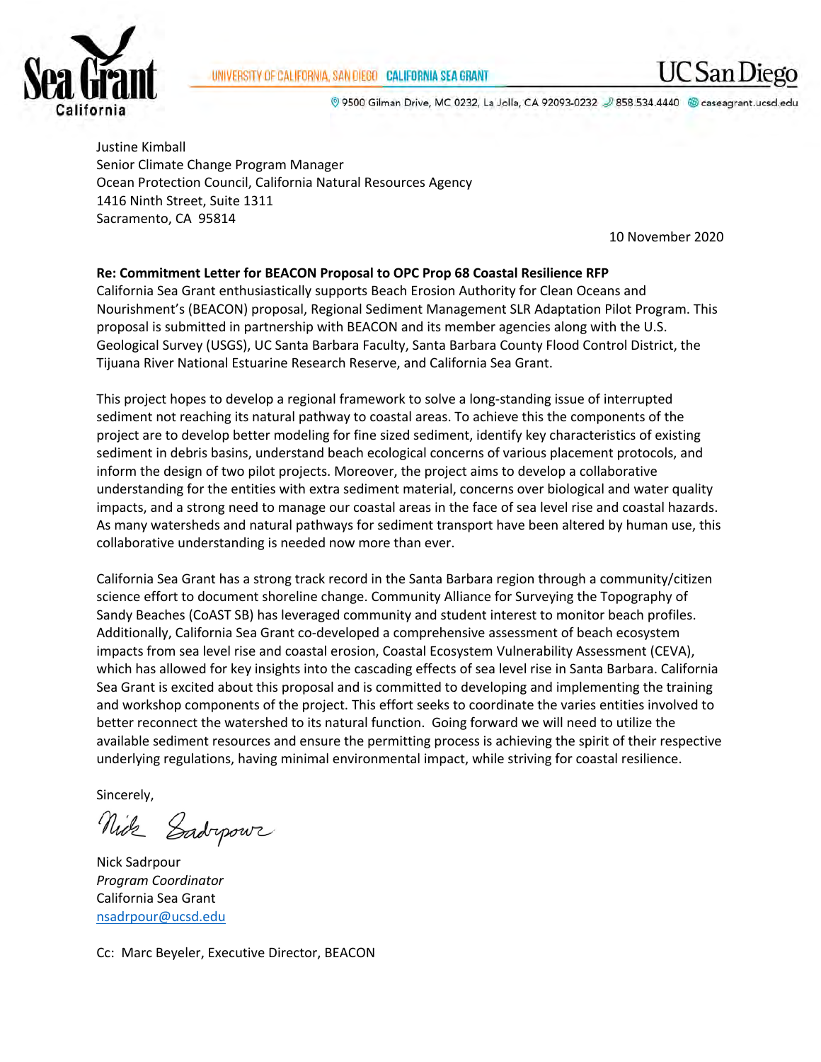UNIVERSITY OF CALIFORNIA, SAN DIEGO CALIFORNIA SEA GRANT

9500 Gilman Drive, MC 0232, La Jolla, CA 92093-0232 858.534.4440 caseagrant.ucsd.edu

Justine Kimball
Senior Climate Change Program Manager
Ocean Protection Council, California Natural Resources Agency
1416 Ninth Street, Suite 1311
Sacramento, CA 95814

10 November 2020

**Re: Commitment Letter for BEACON Proposal to OPC Prop 68 Coastal Resilience RFP**
California Sea Grant enthusiastically supports Beach Erosion Authority for Clean Oceans and Nourishment's (BEACON) proposal, Regional Sediment Management SLR Adaptation Pilot Program. This proposal is submitted in partnership with BEACON and its member agencies along with the U.S. Geological Survey (USGS), UC Santa Barbara Faculty, Santa Barbara County Flood Control District, the Tijuana River National Estuarine Research Reserve, and California Sea Grant.

This project hopes to develop a regional framework to solve a long-standing issue of interrupted sediment not reaching its natural pathway to coastal areas. To achieve this the components of the project are to develop better modeling for fine sized sediment, identify key characteristics of existing sediment in debris basins, understand beach ecological concerns of various placement protocols, and inform the design of two pilot projects. Moreover, the project aims to develop a collaborative understanding for the entities with extra sediment material, concerns over biological and water quality impacts, and a strong need to manage our coastal areas in the face of sea level rise and coastal hazards. As many watersheds and natural pathways for sediment transport have been altered by human use, this collaborative understanding is needed now more than ever.

California Sea Grant has a strong track record in the Santa Barbara region through a community/citizen science effort to document shoreline change. Community Alliance for Surveying the Topography of Sandy Beaches (CoAST SB) has leveraged community and student interest to monitor beach profiles. Additionally, California Sea Grant co-developed a comprehensive assessment of beach ecosystem impacts from sea level rise and coastal erosion, Coastal Ecosystem Vulnerability Assessment (CEVA), which has allowed for key insights into the cascading effects of sea level rise in Santa Barbara. California Sea Grant is excited about this proposal and is committed to developing and implementing the training and workshop components of the project. This effort seeks to coordinate the varies entities involved to better reconnect the watershed to its natural function. Going forward we will need to utilize the available sediment resources and ensure the permitting process is achieving the spirit of their respective underlying regulations, having minimal environmental impact, while striving for coastal resilience.

Sincerely,

Nick Sadrpour
*Program Coordinator*
California Sea Grant
nsadrpour@ucsd.edu

Cc: Marc Beyeler, Executive Director, BEACON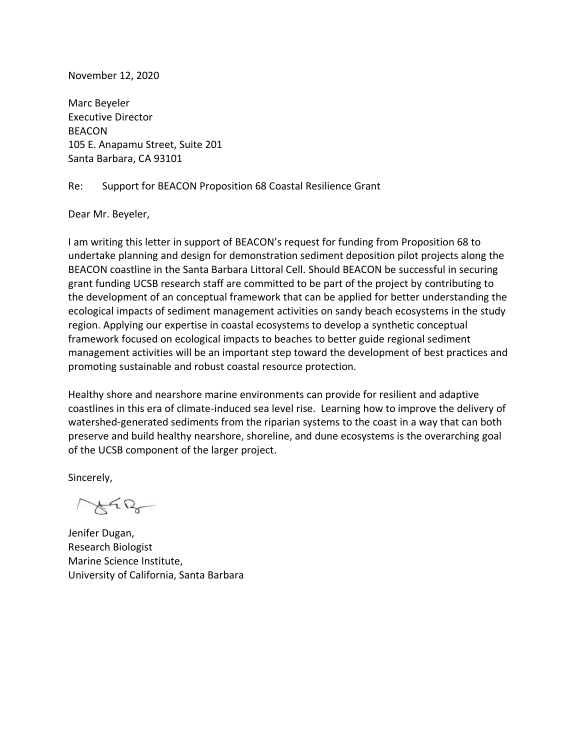November 12, 2020

Marc Beyeler
Executive Director
BEACON
105 E. Anapamu Street, Suite 201
Santa Barbara, CA 93101

Re: Support for BEACON Proposition 68 Coastal Resilience Grant

Dear Mr. Beyeler,

I am writing this letter in support of BEACON's request for funding from Proposition 68 to undertake planning and design for demonstration sediment deposition pilot projects along the BEACON coastline in the Santa Barbara Littoral Cell. Should BEACON be successful in securing grant funding UCSB research staff are committed to be part of the project by contributing to the development of an conceptual framework that can be applied for better understanding the ecological impacts of sediment management activities on sandy beach ecosystems in the study region. Applying our expertise in coastal ecosystems to develop a synthetic conceptual framework focused on ecological impacts to beaches to better guide regional sediment management activities will be an important step toward the development of best practices and promoting sustainable and robust coastal resource protection.

Healthy shore and nearshore marine environments can provide for resilient and adaptive coastlines in this era of climate-induced sea level rise. Learning how to improve the delivery of watershed-generated sediments from the riparian systems to the coast in a way that can both preserve and build healthy nearshore, shoreline, and dune ecosystems is the overarching goal of the UCSB component of the larger project.

Sincerely,

Jenifer Dugan,
Research Biologist
Marine Science Institute,
University of California, Santa Barbara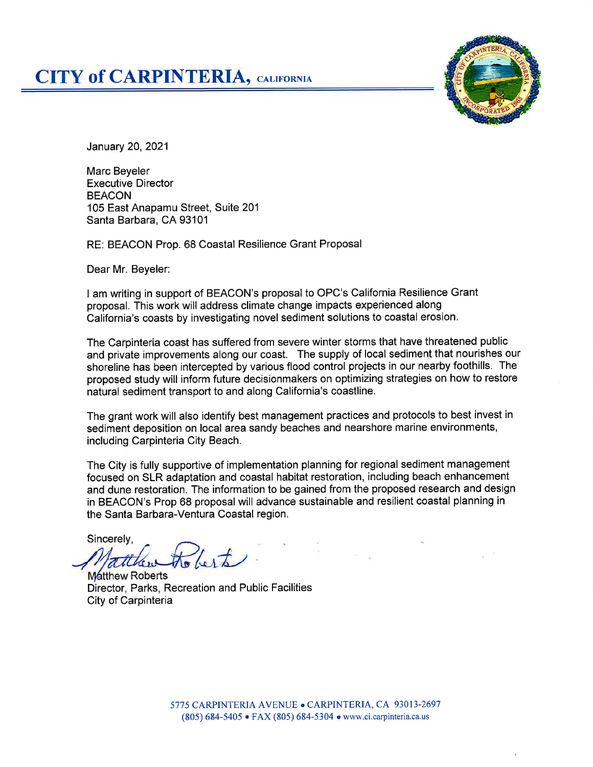# CITY of CARPINTERIA, CALIFORNIA

January 20, 2021

Marc Beyeler
Executive Director
BEACON
105 East Anapamu Street, Suite 201
Santa Barbara, CA 93101

RE: BEACON Prop. 68 Coastal Resilience Grant Proposal

Dear Mr. Beyeler:

I am writing in support of BEACON's proposal to OPC's California Resilience Grant proposal. This work will address climate change impacts experienced along California's coasts by investigating novel sediment solutions to coastal erosion.

The Carpinteria coast has suffered from severe winter storms that have threatened public and private improvements along our coast. The supply of local sediment that nourishes our shoreline has been intercepted by various flood control projects in our nearby foothills. The proposed study will inform future decisionmakers on optimizing strategies on how to restore natural sediment transport to and along California's coastline.

The grant work will also identify best management practices and protocols to best invest in sediment deposition on local area sandy beaches and nearshore marine environments, including Carpinteria City Beach.

The City is fully supportive of implementation planning for regional sediment management focused on SLR adaptation and coastal habitat restoration, including beach enhancement and dune restoration. The information to be gained from the proposed research and design in BEACON's Prop 68 proposal will advance sustainable and resilient coastal planning in the Santa Barbara-Ventura Coastal region.

Sincerely,

Matthew Roberts
Director, Parks, Recreation and Public Facilities
City of Carpinteria

5775 CARPINTERIA AVENUE • CARPINTERIA, CA 93013-2697
(805) 684-5405 • FAX (805) 684-5304 • www.ci.carpinteria.ca.us